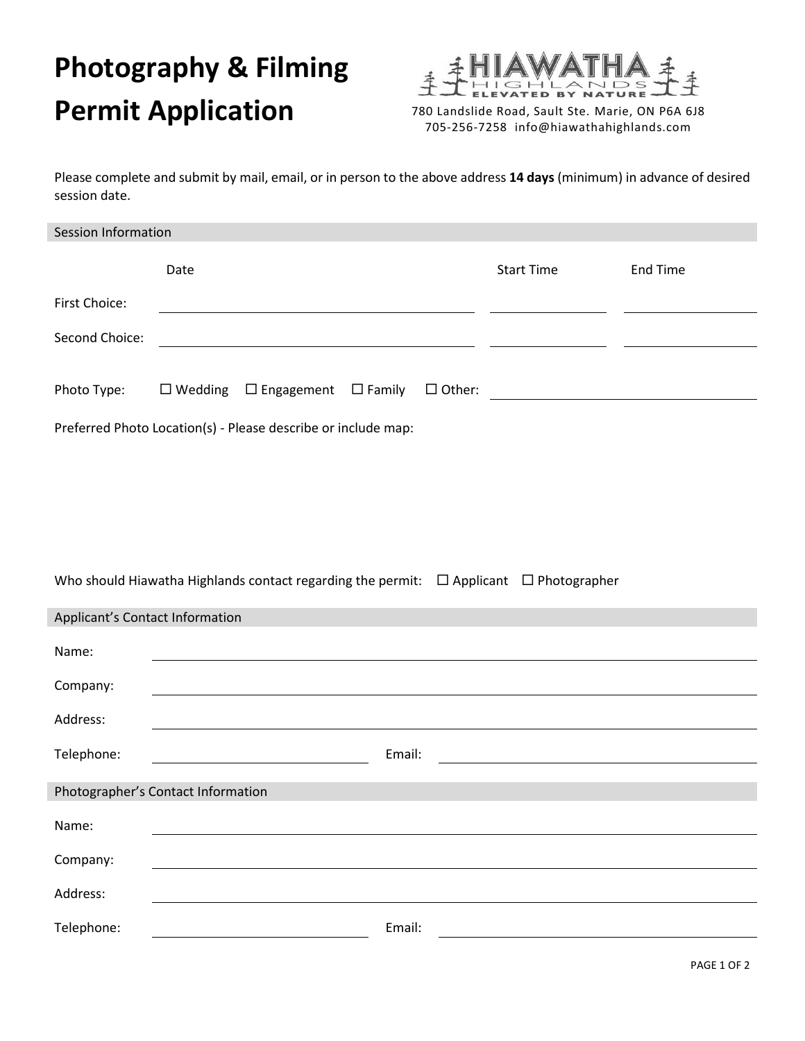# Photography & Filming Permit Application

HIAWATHA HIGHLANDS — ELEVATED BY NATURE

780 Landslide Road, Sault Ste. Marie, ON P6A 6J8
705-256-7258 info@hiawathahighlands.com

Please complete and submit by mail, email, or in person to the above address **14 days** (minimum) in advance of desired session date.

## Session Information

| | Date | Start Time | End Time |
|---|---|---|---|
| First Choice: | | | |
| Second Choice: | | | |

Photo Type: ☐ Wedding ☐ Engagement ☐ Family ☐ Other: ____________________

Preferred Photo Location(s) - Please describe or include map:

Who should Hiawatha Highlands contact regarding the permit: ☐ Applicant ☐ Photographer

## Applicant's Contact Information

Name: ____________________

Company: ____________________

Address: ____________________

Telephone: ____________________ Email: ____________________

## Photographer's Contact Information

Name: ____________________

Company: ____________________

Address: ____________________

Telephone: ____________________ Email: ____________________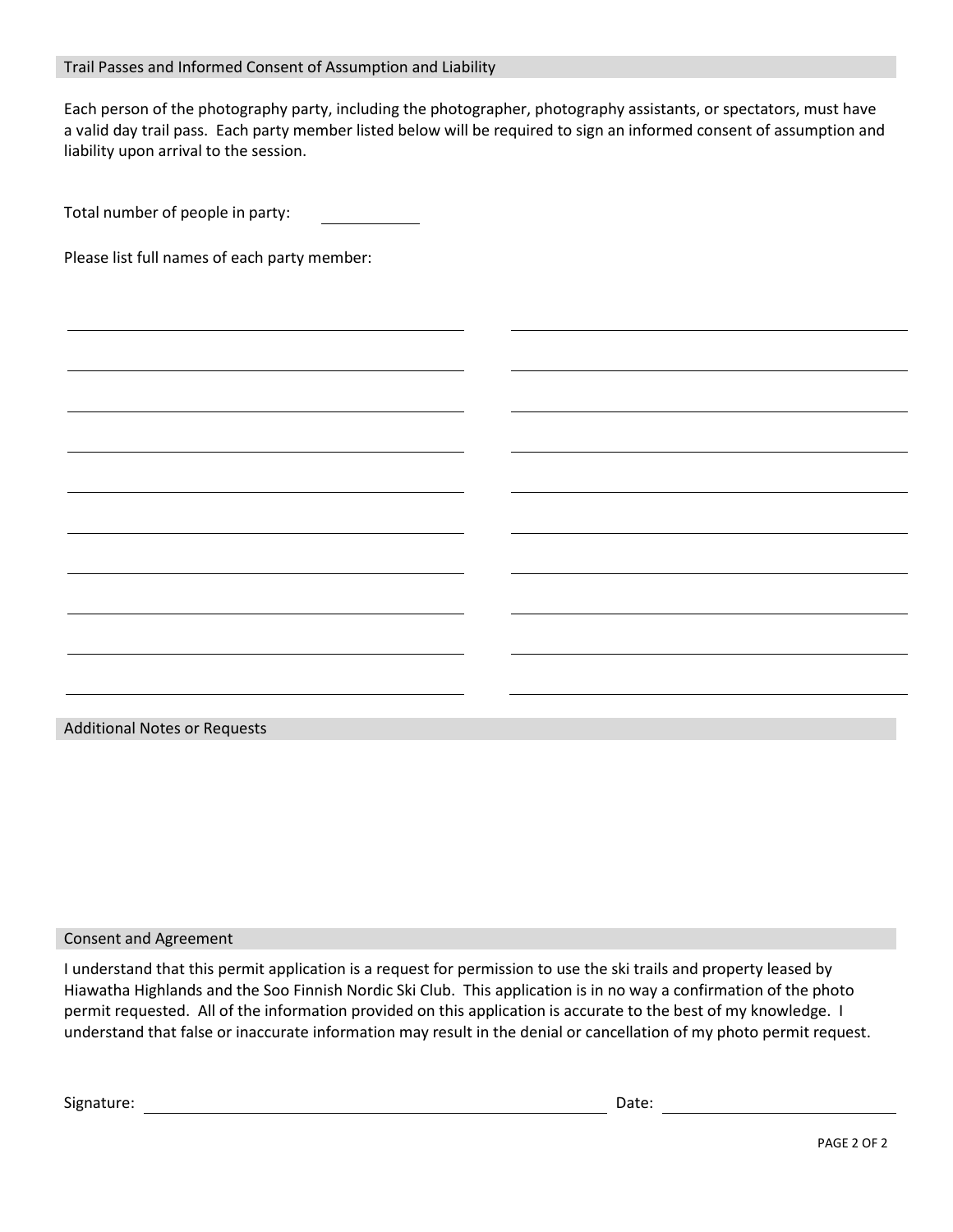## Trail Passes and Informed Consent of Assumption and Liability

Each person of the photography party, including the photographer, photography assistants, or spectators, must have a valid day trail pass. Each party member listed below will be required to sign an informed consent of assumption and liability upon arrival to the session.

Total number of people in party: ____________

Please list full names of each party member:

| | |
|---|---|
| | |
| | |
| | |
| | |
| | |
| | |
| | |
| | |
| | |
| | |

## Additional Notes or Requests

## Consent and Agreement

I understand that this permit application is a request for permission to use the ski trails and property leased by Hiawatha Highlands and the Soo Finnish Nordic Ski Club. This application is in no way a confirmation of the photo permit requested. All of the information provided on this application is accurate to the best of my knowledge. I understand that false or inaccurate information may result in the denial or cancellation of my photo permit request.

Signature: ______________________________ Date: ____________________